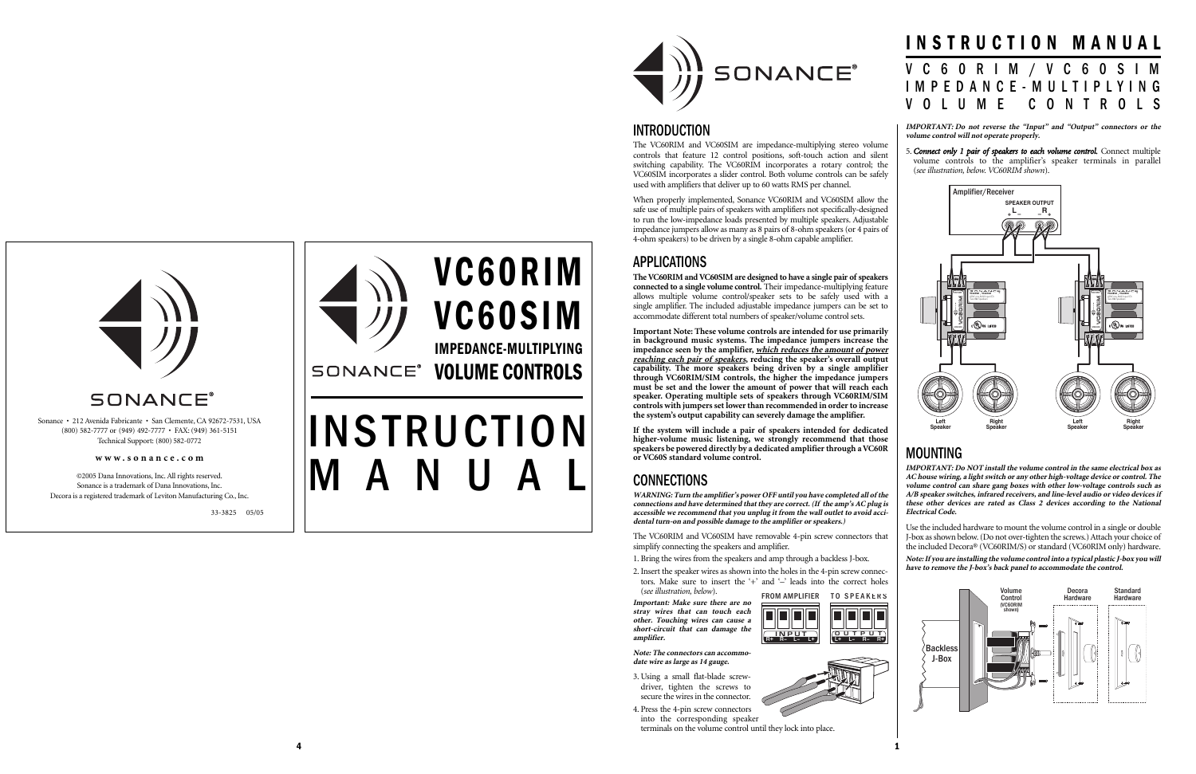Sonance • 212 Avenida Fabricante • San Clemente, CA 92672-7531, USA
(800) 582-7777 or (949) 492-7777 • FAX: (949) 361-5151
Technical Support: (800) 582-0772

**www.sonance.com**

©2005 Dana Innovations, Inc. All rights reserved.
Sonance is a trademark of Dana Innovations, Inc.
Decora is a registered trademark of Leviton Manufacturing Co., Inc.

33-3825 05/05

# VC60RIM VC60SIM

## IMPEDANCE-MULTIPLYING VOLUME CONTROLS

# INSTRUCTION MANUAL

# INSTRUCTION MANUAL

## VC60RIM/VC60SIM IMPEDANCE-MULTIPLYING VOLUME CONTROLS

## INTRODUCTION

The VC60RIM and VC60SIM are impedance-multiplying stereo volume controls that feature 12 control positions, soft-touch action and silent switching capability. The VC60RIM incorporates a rotary control; the VC60SIM incorporates a slider control. Both volume controls can be safely used with amplifiers that deliver up to 60 watts RMS per channel.

When properly implemented, Sonance VC60RIM and VC60SIM allow the safe use of multiple pairs of speakers with amplifiers not specifically-designed to run the low-impedance loads presented by multiple speakers. Adjustable impedance jumpers allow as many as 8 pairs of 8-ohm speakers (or 4 pairs of 4-ohm speakers) to be driven by a single 8-ohm capable amplifier.

## APPLICATIONS

**The VC60RIM and VC60SIM are designed to have a single pair of speakers connected to a single volume control.** Their impedance-multiplying feature allows multiple volume control/speaker sets to be safely used with a single amplifier. The included adjustable impedance jumpers can be set to accommodate different total numbers of speaker/volume control sets.

**Important Note: These volume controls are intended for use primarily in background music systems. The impedance jumpers increase the impedance seen by the amplifier, *which reduces the amount of power reaching each pair of speakers*, reducing the speaker's overall output capability. The more speakers being driven by a single amplifier through VC60RIM/SIM controls, the higher the impedance jumpers must be set and the lower the amount of power that will reach each speaker. Operating multiple sets of speakers through VC60RIM/SIM controls with jumpers set lower than recommended in order to increase the system's output capability can severely damage the amplifier.**

**If the system will include a pair of speakers intended for dedicated higher-volume music listening, we strongly recommend that those speakers be powered directly by a dedicated amplifier through a VC60R or VC60S standard volume control.**

## CONNECTIONS

***WARNING: Turn the amplifier's power OFF until you have completed all of the connections and have determined that they are correct. (If the amp's AC plug is accessible we recommend that you unplug it from the wall outlet to avoid accidental turn-on and possible damage to the amplifier or speakers.)***

The VC60RIM and VC60SIM have removable 4-pin screw connectors that simplify connecting the speakers and amplifier.

1. Bring the wires from the speakers and amp through a backless J-box.
2. Insert the speaker wires as shown into the holes in the 4-pin screw connectors. Make sure to insert the '+' and '–' leads into the correct holes (*see illustration, below*).

***Important: Make sure there are no stray wires that can touch each other. Touching wires can cause a short-circuit that can damage the amplifier.***

***Note: The connectors can accommodate wire as large as 14 gauge.***

FROM AMPLIFIER: INPUT R+ R– L– L+
TO SPEAKERS: OUTPUT L+ L– R– R+

3. Using a small flat-blade screwdriver, tighten the screws to secure the wires in the connector.
4. Press the 4-pin screw connectors into the corresponding speaker terminals on the volume control until they lock into place.

***IMPORTANT: Do not reverse the "Input" and "Output" connectors or the volume control will not operate properly.***

5. ***Connect only 1 pair of speakers to each volume control.*** Connect multiple volume controls to the amplifier's speaker terminals in parallel (*see illustration, below. VC60RIM shown*).

Amplifier/Receiver — SPEAKER OUTPUT L R — Left Speaker, Right Speaker, Left Speaker, Right Speaker

## MOUNTING

***IMPORTANT: Do NOT install the volume control in the same electrical box as AC house wiring, a light switch or any other high-voltage device or control. The volume control can share gang boxes with other low-voltage controls such as A/B speaker switches, infrared receivers, and line-level audio or video devices if these other devices are rated as Class 2 devices according to the National Electrical Code.***

Use the included hardware to mount the volume control in a single or double J-box as shown below. (Do not over-tighten the screws.) Attach your choice of the included Decora® (VC60RIM/S) or standard (VC60RIM only) hardware.

***Note: If you are installing the volume control into a typical plastic J-box you will have to remove the J-box's back panel to accommodate the control.***

Backless J-Box — Volume Control (VC60RIM shown) — Decora Hardware — Standard Hardware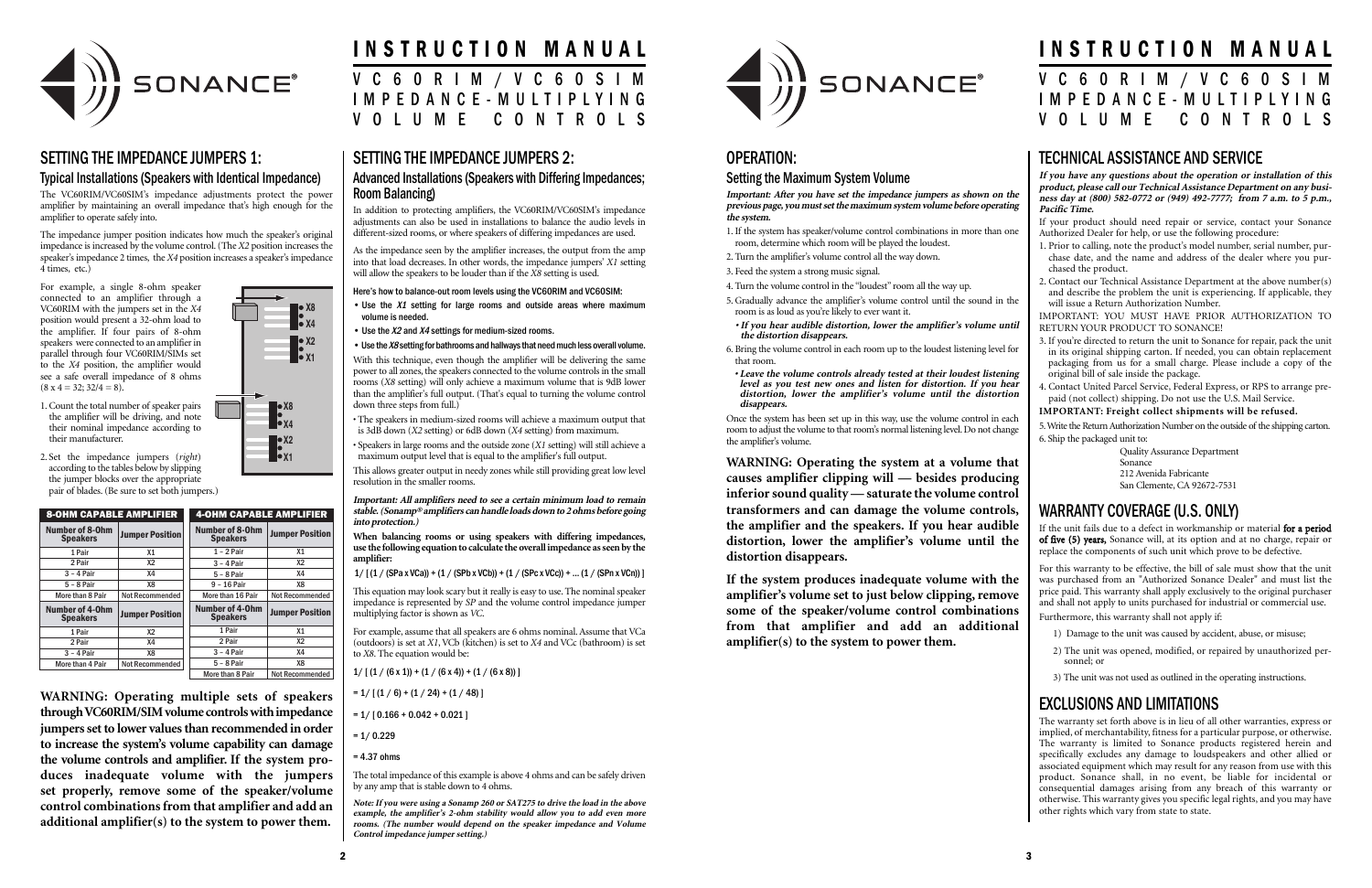# INSTRUCTION MANUAL

## VC60RIM/VC60SIM IMPEDANCE-MULTIPLYING VOLUME CONTROLS

## SETTING THE IMPEDANCE JUMPERS 1:

### Typical Installations (Speakers with Identical Impedance)

The VC60RIM/VC60SIM's impedance adjustments protect the power amplifier by maintaining an overall impedance that's high enough for the amplifier to operate safely into.

The impedance jumper position indicates how much the speaker's original impedance is increased by the volume control. (The *X2* position increases the speaker's impedance 2 times, the *X4* position increases a speaker's impedance 4 times, etc.)

For example, a single 8-ohm speaker connected to an amplifier through a VC60RIM with the jumpers set in the *X4* position would present a 32-ohm load to the amplifier. If four pairs of 8-ohm speakers were connected to an amplifier in parallel through four VC60RIM/SIMs set to the *X4* position, the amplifier would see a safe overall impedance of 8 ohms ($8 \times 4 = 32$; $32/4 = 8$).

X8
X4
X2
X1

X8
X4
X2
X1

1. Count the total number of speaker pairs the amplifier will be driving, and note their nominal impedance according to their manufacturer.
2. Set the impedance jumpers (*right*) according to the tables below by slipping the jumper blocks over the appropriate pair of blades. (Be sure to set both jumpers.)

| 8-OHM CAPABLE AMPLIFIER | |
|---|---|
| **Number of 8-Ohm Speakers** | **Jumper Position** |
| 1 Pair | X1 |
| 2 Pair | X2 |
| 3 – 4 Pair | X4 |
| 5 – 8 Pair | X8 |
| More than 8 Pair | Not Recommended |
| **Number of 4-Ohm Speakers** | **Jumper Position** |
| 1 Pair | X2 |
| 2 Pair | X4 |
| 3 – 4 Pair | X8 |
| More than 4 Pair | Not Recommended |

| 4-OHM CAPABLE AMPLIFIER | |
|---|---|
| **Number of 8-Ohm Speakers** | **Jumper Position** |
| 1 – 2 Pair | X1 |
| 3 – 4 Pair | X2 |
| 5 – 8 Pair | X4 |
| 9 – 16 Pair | X8 |
| More than 16 Pair | Not Recommended |
| **Number of 4-Ohm Speakers** | **Jumper Position** |
| 1 Pair | X1 |
| 2 Pair | X2 |
| 3 – 4 Pair | X4 |
| 5 – 8 Pair | X8 |
| More than 8 Pair | Not Recommended |

**WARNING: Operating multiple sets of speakers through VC60RIM/SIM volume controls with impedance jumpers set to lower values than recommended in order to increase the system's volume capability can damage the volume controls and amplifier. If the system produces inadequate volume with the jumpers set properly, remove some of the speaker/volume control combinations from that amplifier and add an additional amplifier(s) to the system to power them.**

## SETTING THE IMPEDANCE JUMPERS 2:

### Advanced Installations (Speakers with Differing Impedances; Room Balancing)

In addition to protecting amplifiers, the VC60RIM/VC60SIM's impedance adjustments can also be used in installations to balance the audio levels in different-sized rooms, or where speakers of differing impedances are used.

As the impedance seen by the amplifier increases, the output from the amp into that load decreases. In other words, the impedance jumpers' *X1* setting will allow the speakers to be louder than if the *X8* setting is used.

**Here's how to balance-out room levels using the VC60RIM and VC60SIM:**

- Use the *X1* setting for large rooms and outside areas where maximum volume is needed.
- Use the *X2* and *X4* settings for medium-sized rooms.
- Use the *X8* setting for bathrooms and hallways that need much less overall volume.

With this technique, even though the amplifier will be delivering the same power to all zones, the speakers connected to the volume controls in the small rooms (*X8* setting) will only achieve a maximum volume that is 9dB lower than the amplifier's full output. (That's equal to turning the volume control down three steps from full.)

- The speakers in medium-sized rooms will achieve a maximum output that is 3dB down (*X2* setting) or 6dB down (*X4* setting) from maximum.
- Speakers in large rooms and the outside zone (*X1* setting) will still achieve a maximum output level that is equal to the amplifier's full output.

This allows greater output in needy zones while still providing great low level resolution in the smaller rooms.

***Important: All amplifiers need to see a certain minimum load to remain stable. (Sonamp® amplifiers can handle loads down to 2 ohms before going into protection.)***

**When balancing rooms or using speakers with differing impedances, use the following equation to calculate the overall impedance as seen by the amplifier:**

$$1 / [(1 / (SPa \times VCa)) + (1 / (SPb \times VCb)) + (1 / (SPc \times VCc)) + \ldots (1 / (SPn \times VCn))]$$

This equation may look scary but it really is easy to use. The nominal speaker impedance is represented by *SP* and the volume control impedance jumper multiplying factor is shown as *VC*.

For example, assume that all speakers are 6 ohms nominal. Assume that VCa (outdoors) is set at *X1*, VCb (kitchen) is set to *X4* and VCc (bathroom) is set to *X8*. The equation would be:

$$1/ [(1 / (6 \times 1)) + (1 / (6 \times 4)) + (1 / (6 \times 8))]$$

$$= 1/ [(1 / 6) + (1 / 24) + (1 / 48)]$$

$$= 1/ [0.166 + 0.042 + 0.021]$$

$$= 1/ 0.229$$

$$= 4.37 \text{ ohms}$$

The total impedance of this example is above 4 ohms and can be safely driven by any amp that is stable down to 4 ohms.

***Note: If you were using a Sonamp 260 or SAT275 to drive the load in the above example, the amplifier's 2-ohm stability would allow you to add even more rooms. (The number would depend on the speaker impedance and Volume Control impedance jumper setting.)***

## OPERATION:

### Setting the Maximum System Volume

***Important: After you have set the impedance jumpers as shown on the previous page, you must set the maximum system volume before operating the system.***

1. If the system has speaker/volume control combinations in more than one room, determine which room will be played the loudest.
2. Turn the amplifier's volume control all the way down.
3. Feed the system a strong music signal.
4. Turn the volume control in the "loudest" room all the way up.
5. Gradually advance the amplifier's volume control until the sound in the room is as loud as you're likely to ever want it.
   - ***If you hear audible distortion, lower the amplifier's volume until the distortion disappears.***
6. Bring the volume control in each room up to the loudest listening level for that room.
   - ***Leave the volume controls already tested at their loudest listening level as you test new ones and listen for distortion. If you hear distortion, lower the amplifier's volume until the distortion disappears.***

Once the system has been set up in this way, use the volume control in each room to adjust the volume to that room's normal listening level. Do not change the amplifier's volume.

**WARNING: Operating the system at a volume that causes amplifier clipping will — besides producing inferior sound quality — saturate the volume control transformers and can damage the volume controls, the amplifier and the speakers. If you hear audible distortion, lower the amplifier's volume until the distortion disappears.**

**If the system produces inadequate volume with the amplifier's volume set to just below clipping, remove some of the speaker/volume control combinations from that amplifier and add an additional amplifier(s) to the system to power them.**

## TECHNICAL ASSISTANCE AND SERVICE

***If you have any questions about the operation or installation of this product, please call our Technical Assistance Department on any business day at (800) 582-0772 or (949) 492-7777; from 7 a.m. to 5 p.m., Pacific Time.***

If your product should need repair or service, contact your Sonance Authorized Dealer for help, or use the following procedure:

1. Prior to calling, note the product's model number, serial number, purchase date, and the name and address of the dealer where you purchased the product.
2. Contact our Technical Assistance Department at the above number(s) and describe the problem the unit is experiencing. If applicable, they will issue a Return Authorization Number.

IMPORTANT: YOU MUST HAVE PRIOR AUTHORIZATION TO RETURN YOUR PRODUCT TO SONANCE!

3. If you're directed to return the unit to Sonance for repair, pack the unit in its original shipping carton. If needed, you can obtain replacement packaging from us for a small charge. Please include a copy of the original bill of sale inside the package.
4. Contact United Parcel Service, Federal Express, or RPS to arrange prepaid (not collect) shipping. Do not use the U.S. Mail Service.

**IMPORTANT: Freight collect shipments will be refused.**

5. Write the Return Authorization Number on the outside of the shipping carton.
6. Ship the packaged unit to:

Quality Assurance Department
Sonance
212 Avenida Fabricante
San Clemente, CA 92672-7531

## WARRANTY COVERAGE (U.S. ONLY)

If the unit fails due to a defect in workmanship or material **for a period of five (5) years,** Sonance will, at its option and at no charge, repair or replace the components of such unit which prove to be defective.

For this warranty to be effective, the bill of sale must show that the unit was purchased from an "Authorized Sonance Dealer" and must list the price paid. This warranty shall apply exclusively to the original purchaser and shall not apply to units purchased for industrial or commercial use.

Furthermore, this warranty shall not apply if:

1) Damage to the unit was caused by accident, abuse, or misuse;

2) The unit was opened, modified, or repaired by unauthorized personnel; or

3) The unit was not used as outlined in the operating instructions.

## EXCLUSIONS AND LIMITATIONS

The warranty set forth above is in lieu of all other warranties, express or implied, of merchantability, fitness for a particular purpose, or otherwise. The warranty is limited to Sonance products registered herein and specifically excludes any damage to loudspeakers and other allied or associated equipment which may result for any reason from use with this product. Sonance shall, in no event, be liable for incidental or consequential damages arising from any breach of this warranty or otherwise. This warranty gives you specific legal rights, and you may have other rights which vary from state to state.